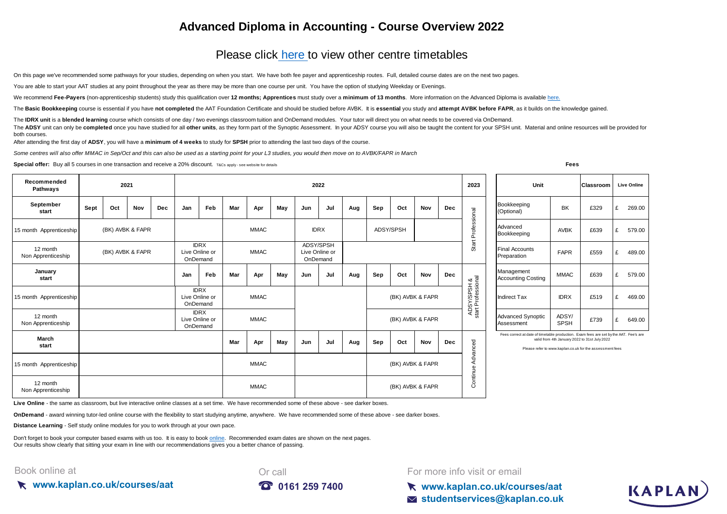# Advanced Diploma in Accounting - Course Overview 2022

## Please click here to view other centre timetables

On this page we've recommended some pathways for your studies, depending on when you start. We have both fee payer and apprenticeship routes. Full, detailed course dates are on the next two pages.

You are able to start your AAT studies at any point throughout the year as there may be more than one course per unit. You have the option of studying Weekday or Evenings.

We recommend **Fee-Payers** (non-apprenticeship students) study this qualification over **12 months; Apprentices** must study over a **minimum of 13 months**. More information on the Advanced Diploma is available here.

The **Basic Bookkeeping** course is essential if you have **not completed** the AAT Foundation Certificate and should be studied before AVBK. It is **essential** you study and **attempt AVBK before FAPR**, as it builds on the knowledge gained.

The **IDRX unit** is a **blended learning** course which consists of one day / two evenings classroom tuition and OnDemand modules. Your tutor will direct you on what needs to be covered via OnDemand.

The **ADSY** unit can only be **completed** once you have studied for all **other units**, as they form part of the Synoptic Assessment. In your ADSY course you will also be taught the content for your SPSH unit. Material and online resources will be provided for both courses.

After attending the first day of **ADSY**, you will have a **minimum of 4 weeks** to study for **SPSH** prior to attending the last two days of the course.

*Some centres will also offer MMAC in Sep/Oct and this can also be used as a starting point for your L3 studies, you would then move on to AVBK/FAPR in March*

**Special offer:** Buy all 5 courses in one transaction and receive a 20% discount. T&Cs apply - see website for details

| Recommended Pathways | 2021 | | | | 2022 | | | | | | | | | | | | 2023 |
|---|---|---|---|---|---|---|---|---|---|---|---|---|---|---|---|---|---|
| **September start** | Sept | Oct | Nov | Dec | Jan | Feb | Mar | Apr | May | Jun | Jul | Aug | Sep | Oct | Nov | Dec | Start Professional |
| 15 month Apprenticeship | (BK) AVBK & FAPR | | | | | | | MMAC | | IDRX | | | ADSY/SPSH | | | | |
| 12 month Non Apprenticeship | (BK) AVBK & FAPR | | | | IDRX Live Online or OnDemand | | | MMAC | | ADSY/SPSH Live Online or OnDemand | | | | | | | |
| **January start** | | | | | Jan | Feb | Mar | Apr | May | Jun | Jul | Aug | Sep | Oct | Nov | Dec | ADSY/SPSH & start Professional |
| 15 month Apprenticeship | | | | | IDRX Live Online or OnDemand | | | MMAC | | | | | | (BK) AVBK & FAPR | | | |
| 12 month Non Apprenticeship | | | | | IDRX Live Online or OnDemand | | | MMAC | | | | | | (BK) AVBK & FAPR | | | |
| **March start** | | | | | | | Mar | Apr | May | Jun | Jul | Aug | Sep | Oct | Nov | Dec | Continue Advanced |
| 15 month Apprenticeship | | | | | | | | MMAC | | | | | | (BK) AVBK & FAPR | | | |
| 12 month Non Apprenticeship | | | | | | | | MMAC | | | | | | (BK) AVBK & FAPR | | | |

**Fees**

| Unit | | Classroom | Live Online |
|---|---|---|---|
| Bookkeeping (Optional) | BK | £329 | £ 269.00 |
| Advanced Bookkeeping | AVBK | £639 | £ 579.00 |
| Final Accounts Preparation | FAPR | £559 | £ 489.00 |
| Management Accounting Costing | MMAC | £639 | £ 579.00 |
| Indirect Tax | IDRX | £519 | £ 469.00 |
| Advanced Synoptic Assessment | ADSY/ SPSH | £739 | £ 649.00 |

Fees correct at date of timetable production. Exam fees are set by the AAT. Fee's are valid from 4th January 2022 to 31st July 2022

Please refer to www.kaplan.co.uk for the assessment fees

**Live Online** - the same as classroom, but live interactive online classes at a set time. We have recommended some of these above - see darker boxes.

**OnDemand** - award winning tutor-led online course with the flexibility to start studying anytime, anywhere. We have recommended some of these above - see darker boxes.

**Distance Learning** - Self study online modules for you to work through at your own pace.

Don't forget to book your computer based exams with us too. It is easy to book online. Recommended exam dates are shown on the next pages.
Our results show clearly that sitting your exam in line with our recommendations gives you a better chance of passing.

Book online at **www.kaplan.co.uk/courses/aat**

Or call **0161 259 7400**

For more info visit or email **www.kaplan.co.uk/courses/aat** **studentservices@kaplan.co.uk**

KAPLAN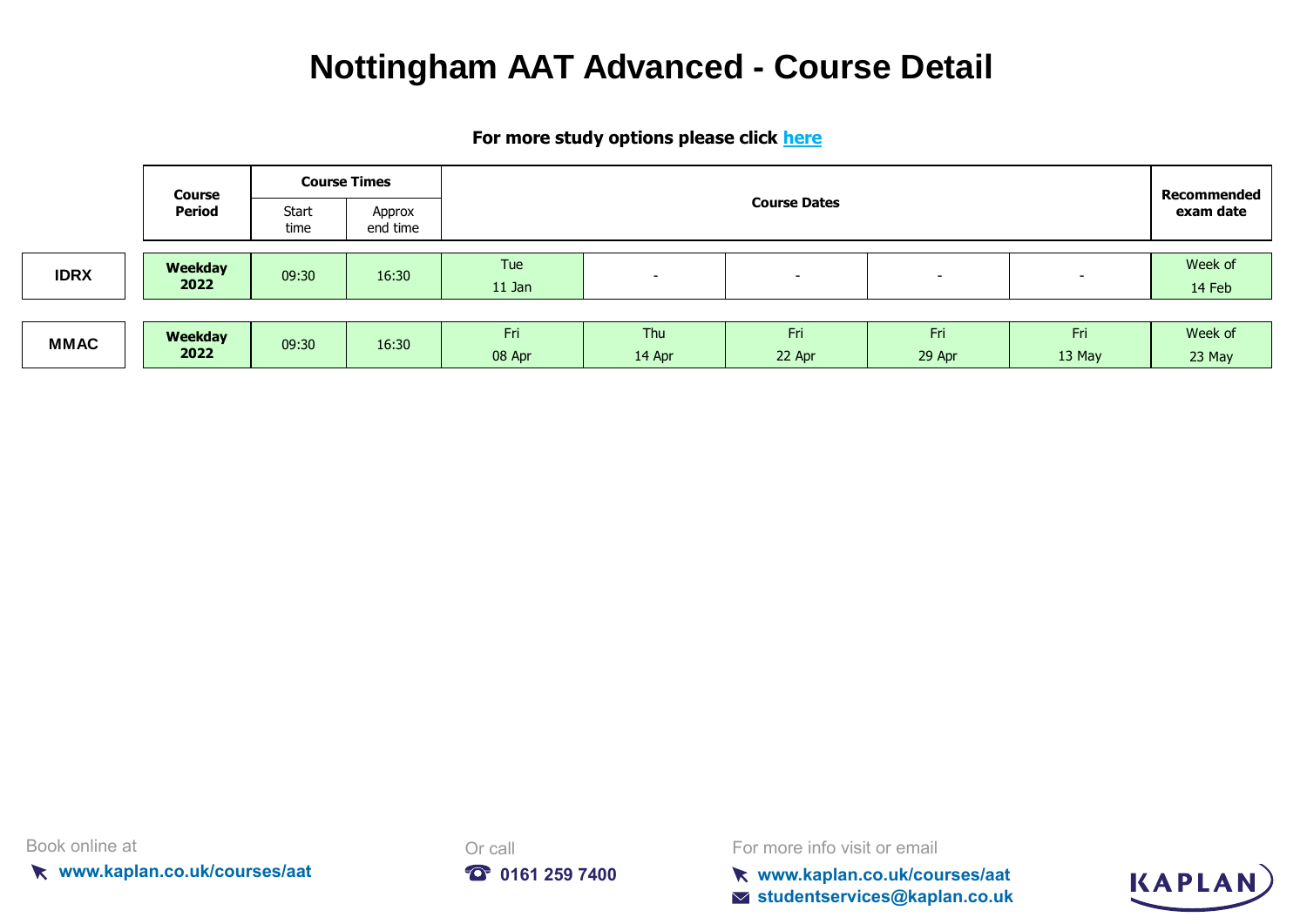# Nottingham AAT Advanced - Course Detail

**For more study options please click here**

| | Course Period | Course Times | | Course Dates | | | | | Recommended exam date |
|---|---|---|---|---|---|---|---|---|---|
| | | Start time | Approx end time | | | | | | |
| **IDRX** | **Weekday 2022** | 09:30 | 16:30 | Tue 11 Jan | - | - | - | - | Week of 14 Feb |
| **MMAC** | **Weekday 2022** | 09:30 | 16:30 | Fri 08 Apr | Thu 14 Apr | Fri 22 Apr | Fri 29 Apr | Fri 13 May | Week of 23 May |

Book online at
**www.kaplan.co.uk/courses/aat**

Or call
**0161 259 7400**

For more info visit or email
**www.kaplan.co.uk/courses/aat**
**studentservices@kaplan.co.uk**

KAPLAN